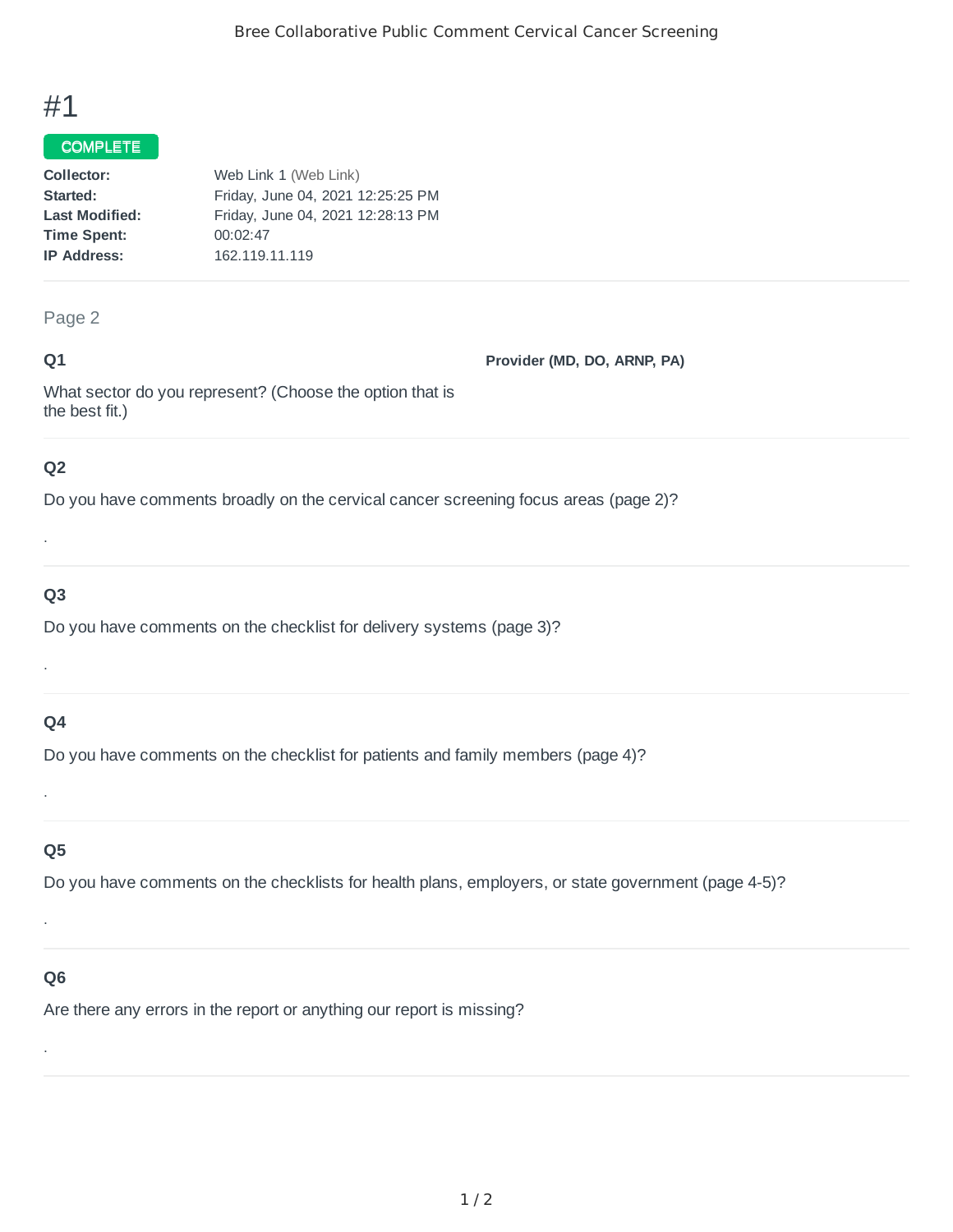# #1

**COMPLETE**

**Collector:** Web Link 1 (Web Link)
**Started:** Friday, June 04, 2021 12:25:25 PM
**Last Modified:** Friday, June 04, 2021 12:28:13 PM
**Time Spent:** 00:02:47
**IP Address:** 162.119.11.119

---

Page 2

**Q1**

What sector do you represent? (Choose the option that is the best fit.)

**Provider (MD, DO, ARNP, PA)**

---

**Q2**

Do you have comments broadly on the cervical cancer screening focus areas (page 2)?

.

---

**Q3**

Do you have comments on the checklist for delivery systems (page 3)?

.

---

**Q4**

Do you have comments on the checklist for patients and family members (page 4)?

.

---

**Q5**

Do you have comments on the checklists for health plans, employers, or state government (page 4-5)?

.

---

**Q6**

Are there any errors in the report or anything our report is missing?

.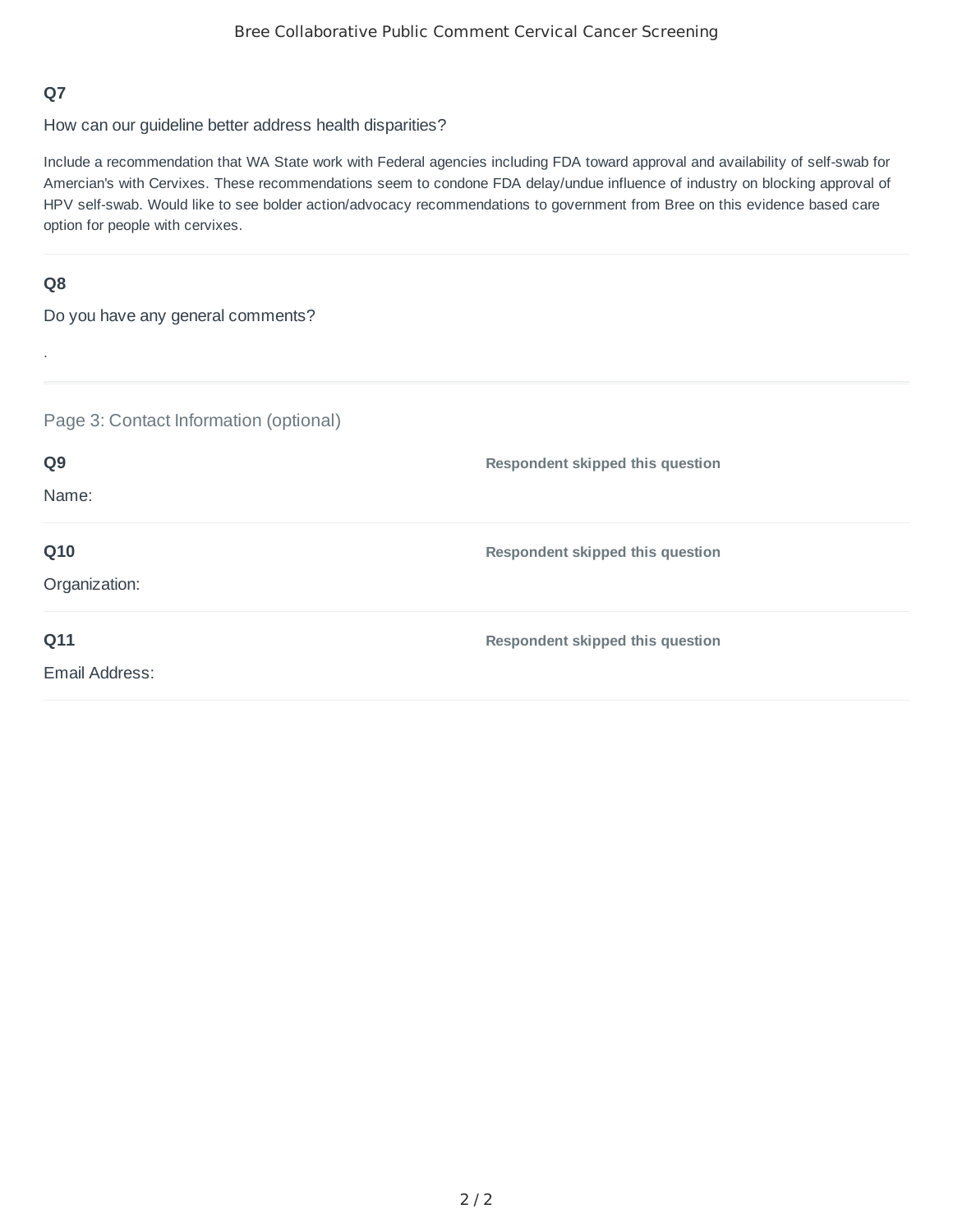**Q7**

How can our guideline better address health disparities?

Include a recommendation that WA State work with Federal agencies including FDA toward approval and availability of self-swab for Amercian's with Cervixes. These recommendations seem to condone FDA delay/undue influence of industry on blocking approval of HPV self-swab. Would like to see bolder action/advocacy recommendations to government from Bree on this evidence based care option for people with cervixes.

**Q8**

Do you have any general comments?

.

Page 3: Contact Information (optional)

**Q9**

Name:

**Respondent skipped this question**

**Q10**

Organization:

**Respondent skipped this question**

**Q11**

Email Address:

**Respondent skipped this question**